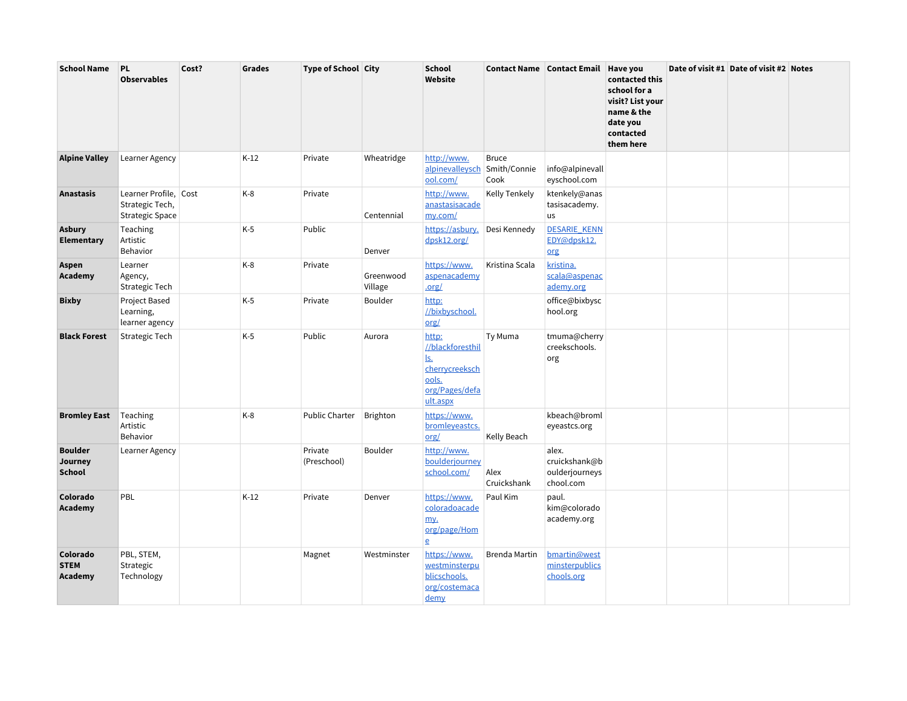| School Name | PL Observables | Cost? | Grades | Type of School | City | School Website | Contact Name | Contact Email | Have you contacted this school for a visit? List your name & the date you contacted them here | Date of visit #1 | Date of visit #2 | Notes |
|---|---|---|---|---|---|---|---|---|---|---|---|---|
| **Alpine Valley** | Learner Agency | | K-12 | Private | Wheatridge | http://www.alpinevalleyschool.com/ | Bruce Smith/Connie Cook | info@alpinevalleyschool.com | | | | |
| **Anastasis** | Learner Profile, Strategic Tech, Strategic Space | Cost | K-8 | Private | Centennial | http://www.anastasisacademy.com/ | Kelly Tenkely | ktenkely@anastasisacademy.us | | | | |
| **Asbury Elementary** | Teaching Artistic Behavior | | K-5 | Public | Denver | https://asbury.dpsk12.org/ | Desi Kennedy | DESARIE_KENNEDY@dpsk12.org | | | | |
| **Aspen Academy** | Learner Agency, Strategic Tech | | K-8 | Private | Greenwood Village | https://www.aspenacademy.org/ | Kristina Scala | kristina.scala@aspenacademy.org | | | | |
| **Bixby** | Project Based Learning, learner agency | | K-5 | Private | Boulder | http://bixbyschool.org/ | | office@bixbyschool.org | | | | |
| **Black Forest** | Strategic Tech | | K-5 | Public | Aurora | http://blackforesthills.cherrycreekschools.org/Pages/default.aspx | Ty Muma | tmuma@cherrycreekschools.org | | | | |
| **Bromley East** | Teaching Artistic Behavior | | K-8 | Public Charter | Brighton | https://www.bromleyeastcs.org/ | Kelly Beach | kbeach@bromleyeastcs.org | | | | |
| **Boulder Journey School** | Learner Agency | | | Private (Preschool) | Boulder | http://www.boulderjourneyschool.com/ | Alex Cruickshank | alex.cruickshank@boulderjourneyschool.com | | | | |
| **Colorado Academy** | PBL | | K-12 | Private | Denver | https://www.coloradoacademy.org/page/Home | Paul Kim | paul.kim@coloradoacademy.org | | | | |
| **Colorado STEM Academy** | PBL, STEM, Strategic Technology | | | Magnet | Westminster | https://www.westminsterpublicschools.org/costemacademy | Brenda Martin | bmartin@westminsterpublicschools.org | | | | |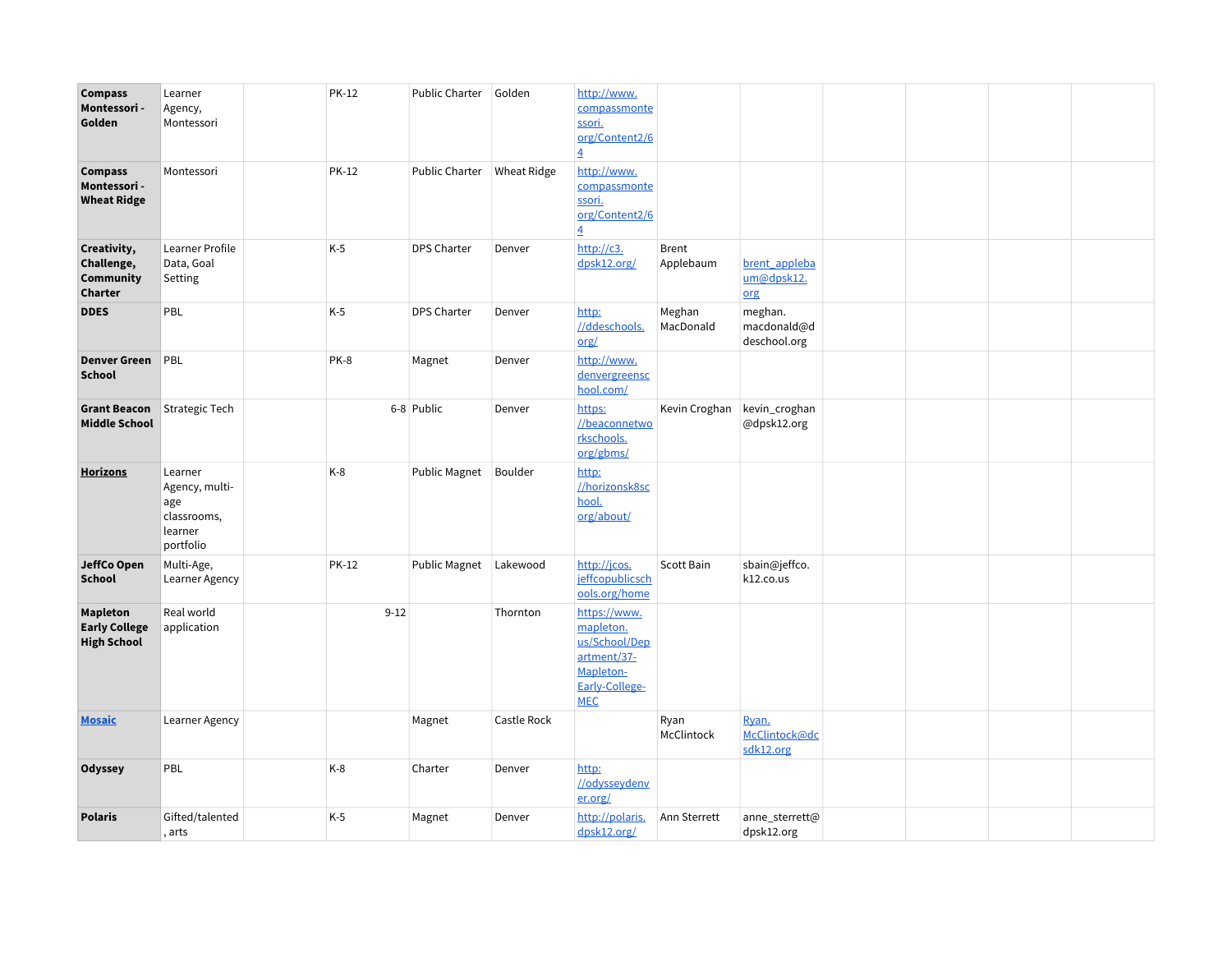| | | | | | | | | | | | | |
|---|---|---|---|---|---|---|---|---|---|---|---|---|
| **Compass Montessori - Golden** | Learner Agency, Montessori | | PK-12 | Public Charter | Golden | http://www.compassmontessori.org/Content2/64 | | | | | | |
| **Compass Montessori - Wheat Ridge** | Montessori | | PK-12 | Public Charter | Wheat Ridge | http://www.compassmontessori.org/Content2/64 | | | | | | |
| **Creativity, Challenge, Community Charter** | Learner Profile Data, Goal Setting | | K-5 | DPS Charter | Denver | http://c3.dpsk12.org/ | Brent Applebaum | brent_applebaum@dpsk12.org | | | | |
| **DDES** | PBL | | K-5 | DPS Charter | Denver | http://ddeschools.org/ | Meghan MacDonald | meghan.macdonald@ddeschool.org | | | | |
| **Denver Green School** | PBL | | PK-8 | Magnet | Denver | http://www.denvergreenschool.com/ | | | | | | |
| **Grant Beacon Middle School** | Strategic Tech | | 6-8 | Public | Denver | https://beaconnetworkschools.org/gbms/ | Kevin Croghan | kevin_croghan@dpsk12.org | | | | |
| **Horizons** | Learner Agency, multi-age classrooms, learner portfolio | | K-8 | Public Magnet | Boulder | http://horizonsk8school.org/about/ | | | | | | |
| **JeffCo Open School** | Multi-Age, Learner Agency | | PK-12 | Public Magnet | Lakewood | http://jcos.jeffcopublicschools.org/home | Scott Bain | sbain@jeffco.k12.co.us | | | | |
| **Mapleton Early College High School** | Real world application | | 9-12 | | Thornton | https://www.mapleton.us/School/Department/37-Mapleton-Early-College-MEC | | | | | | |
| **Mosaic** | Learner Agency | | | Magnet | Castle Rock | | Ryan McClintock | Ryan.McClintock@dcsdk12.org | | | | |
| **Odyssey** | PBL | | K-8 | Charter | Denver | http://odysseydenver.org/ | | | | | | |
| **Polaris** | Gifted/talented, arts | | K-5 | Magnet | Denver | http://polaris.dpsk12.org/ | Ann Sterrett | anne_sterrett@dpsk12.org | | | | |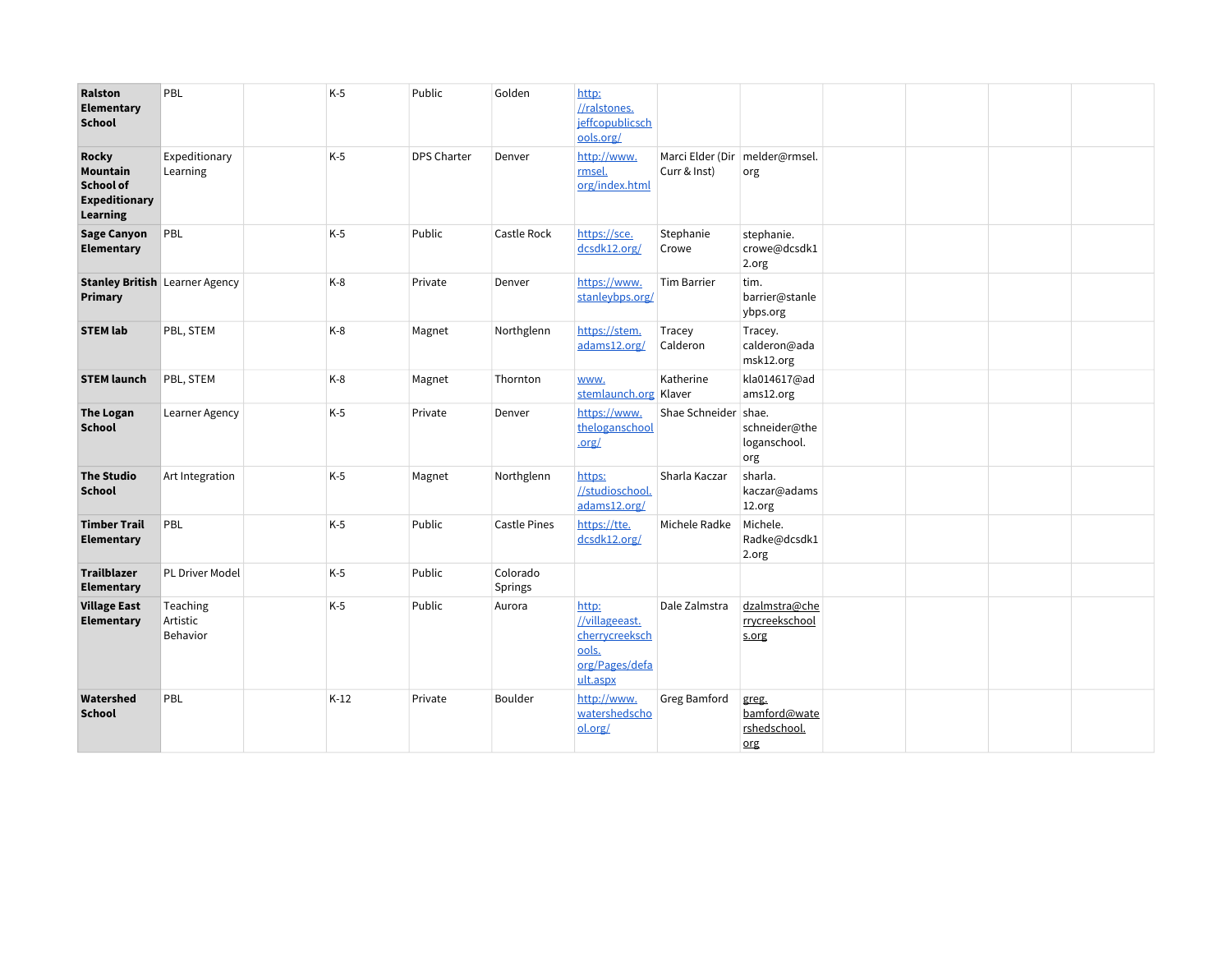| | | | | | | | | | | | | |
|---|---|---|---|---|---|---|---|---|---|---|---|---|
| **Ralston Elementary School** | PBL | | K-5 | Public | Golden | http://ralstones.jeffcopublicschools.org/ | | | | | | |
| **Rocky Mountain School of Expeditionary Learning** | Expeditionary Learning | | K-5 | DPS Charter | Denver | http://www.rmsel.org/index.html | Marci Elder (Dir Curr & Inst) | melder@rmsel.org | | | | |
| **Sage Canyon Elementary** | PBL | | K-5 | Public | Castle Rock | https://sce.dcsdk12.org/ | Stephanie Crowe | stephanie.crowe@dcsdk12.org | | | | |
| **Stanley British Primary** | Learner Agency | | K-8 | Private | Denver | https://www.stanleybps.org/ | Tim Barrier | tim.barrier@stanleybps.org | | | | |
| **STEM lab** | PBL, STEM | | K-8 | Magnet | Northglenn | https://stem.adams12.org/ | Tracey Calderon | Tracey.calderon@adamsk12.org | | | | |
| **STEM launch** | PBL, STEM | | K-8 | Magnet | Thornton | www.stemlaunch.org | Katherine Klaver | kla014617@adams12.org | | | | |
| **The Logan School** | Learner Agency | | K-5 | Private | Denver | https://www.theloganschool.org/ | Shae Schneider | shae.schneider@theloganschool.org | | | | |
| **The Studio School** | Art Integration | | K-5 | Magnet | Northglenn | https://studioschool.adams12.org/ | Sharla Kaczar | sharla.kaczar@adams12.org | | | | |
| **Timber Trail Elementary** | PBL | | K-5 | Public | Castle Pines | https://tte.dcsdk12.org/ | Michele Radke | Michele.Radke@dcsdk12.org | | | | |
| **Trailblazer Elementary** | PL Driver Model | | K-5 | Public | Colorado Springs | | | | | | | |
| **Village East Elementary** | Teaching Artistic Behavior | | K-5 | Public | Aurora | http://villageeast.cherrycreekschools.org/Pages/default.aspx | Dale Zalmstra | dzalmstra@cherrycreekschools.org | | | | |
| **Watershed School** | PBL | | K-12 | Private | Boulder | http://www.watershedschool.org/ | Greg Bamford | greg.bamford@watershedschool.org | | | | |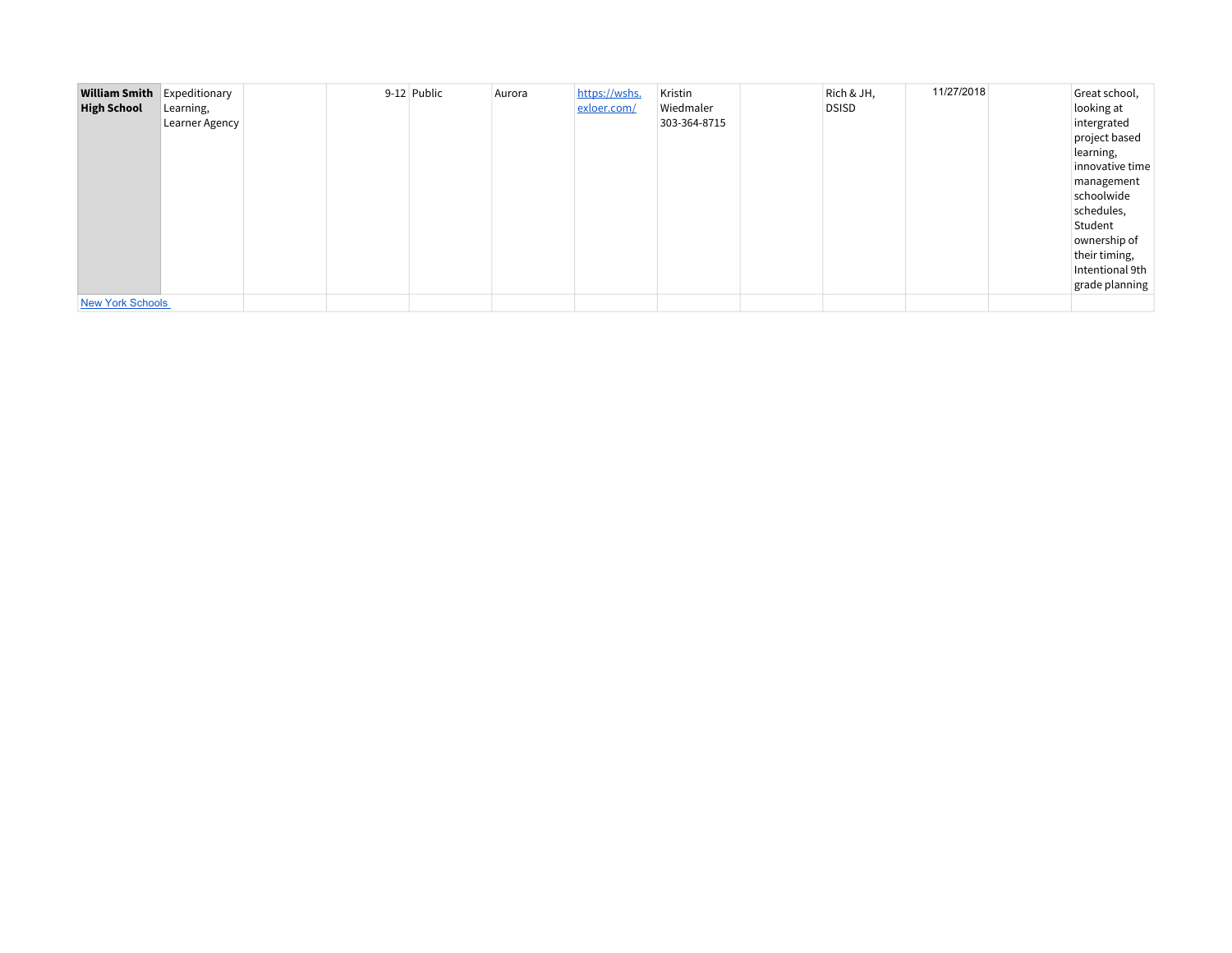| | | | | | | | | | | | | |
|---|---|---|---|---|---|---|---|---|---|---|---|---|
| **William Smith High School** | Expeditionary Learning, Learner Agency | | 9-12 | Public | Aurora | https://wshs.exloer.com/ | Kristin Wiedmaler 303-364-8715 | | Rich & JH, DSISD | 11/27/2018 | | Great school, looking at intergrated project based learning, innovative time management schoolwide schedules, Student ownership of their timing, Intentional 9th grade planning |
| New York Schools | | | | | | | | | | | | |